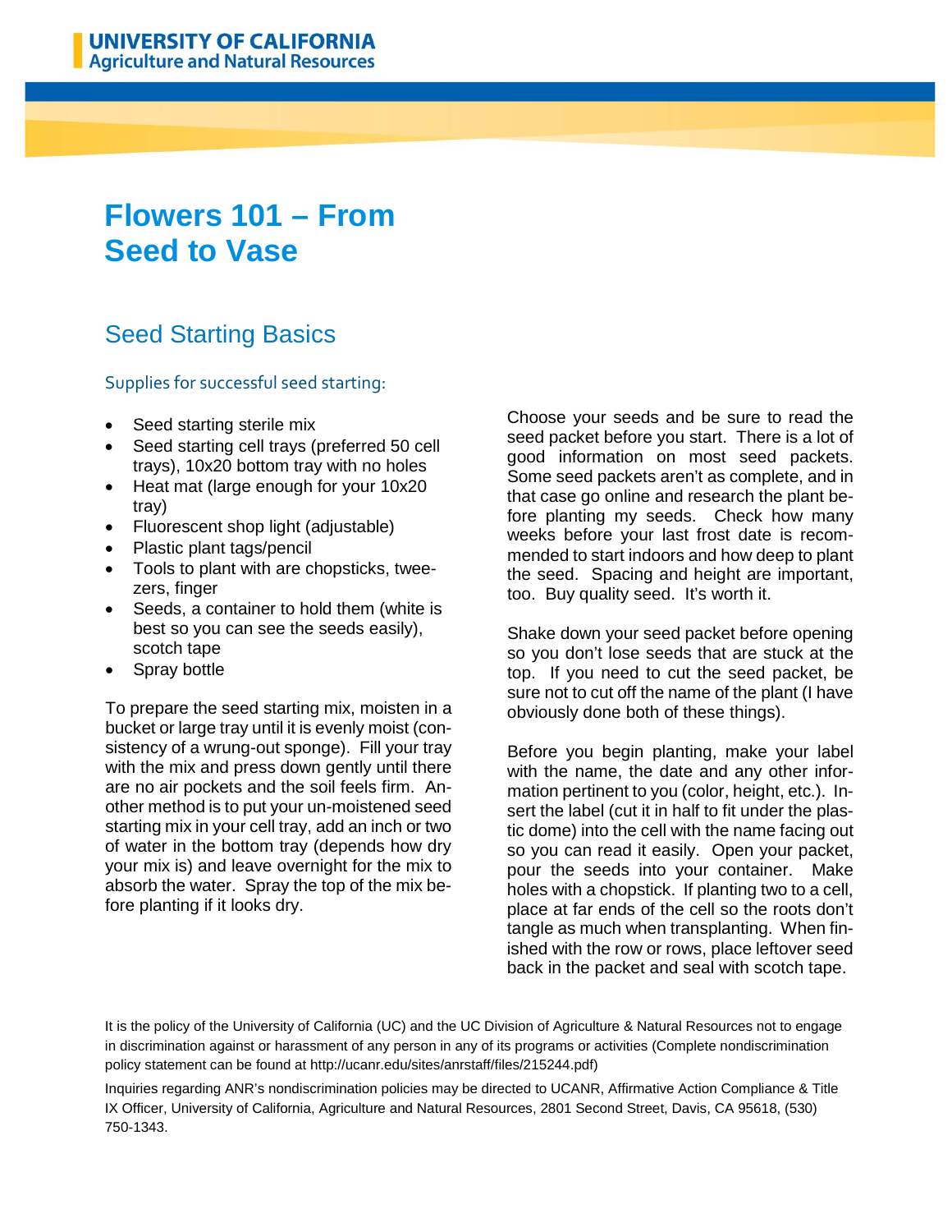UNIVERSITY OF CALIFORNIA
Agriculture and Natural Resources

# Flowers 101 – From Seed to Vase

## Seed Starting Basics

### Supplies for successful seed starting:

- Seed starting sterile mix
- Seed starting cell trays (preferred 50 cell trays), 10x20 bottom tray with no holes
- Heat mat (large enough for your 10x20 tray)
- Fluorescent shop light (adjustable)
- Plastic plant tags/pencil
- Tools to plant with are chopsticks, tweezers, finger
- Seeds, a container to hold them (white is best so you can see the seeds easily), scotch tape
- Spray bottle

To prepare the seed starting mix, moisten in a bucket or large tray until it is evenly moist (consistency of a wrung-out sponge). Fill your tray with the mix and press down gently until there are no air pockets and the soil feels firm. Another method is to put your un-moistened seed starting mix in your cell tray, add an inch or two of water in the bottom tray (depends how dry your mix is) and leave overnight for the mix to absorb the water. Spray the top of the mix before planting if it looks dry.

Choose your seeds and be sure to read the seed packet before you start. There is a lot of good information on most seed packets. Some seed packets aren't as complete, and in that case go online and research the plant before planting my seeds. Check how many weeks before your last frost date is recommended to start indoors and how deep to plant the seed. Spacing and height are important, too. Buy quality seed. It's worth it.

Shake down your seed packet before opening so you don't lose seeds that are stuck at the top. If you need to cut the seed packet, be sure not to cut off the name of the plant (I have obviously done both of these things).

Before you begin planting, make your label with the name, the date and any other information pertinent to you (color, height, etc.). Insert the label (cut it in half to fit under the plastic dome) into the cell with the name facing out so you can read it easily. Open your packet, pour the seeds into your container. Make holes with a chopstick. If planting two to a cell, place at far ends of the cell so the roots don't tangle as much when transplanting. When finished with the row or rows, place leftover seed back in the packet and seal with scotch tape.

It is the policy of the University of California (UC) and the UC Division of Agriculture & Natural Resources not to engage in discrimination against or harassment of any person in any of its programs or activities (Complete nondiscrimination policy statement can be found at http://ucanr.edu/sites/anrstaff/files/215244.pdf)

Inquiries regarding ANR's nondiscrimination policies may be directed to UCANR, Affirmative Action Compliance & Title IX Officer, University of California, Agriculture and Natural Resources, 2801 Second Street, Davis, CA 95618, (530) 750-1343.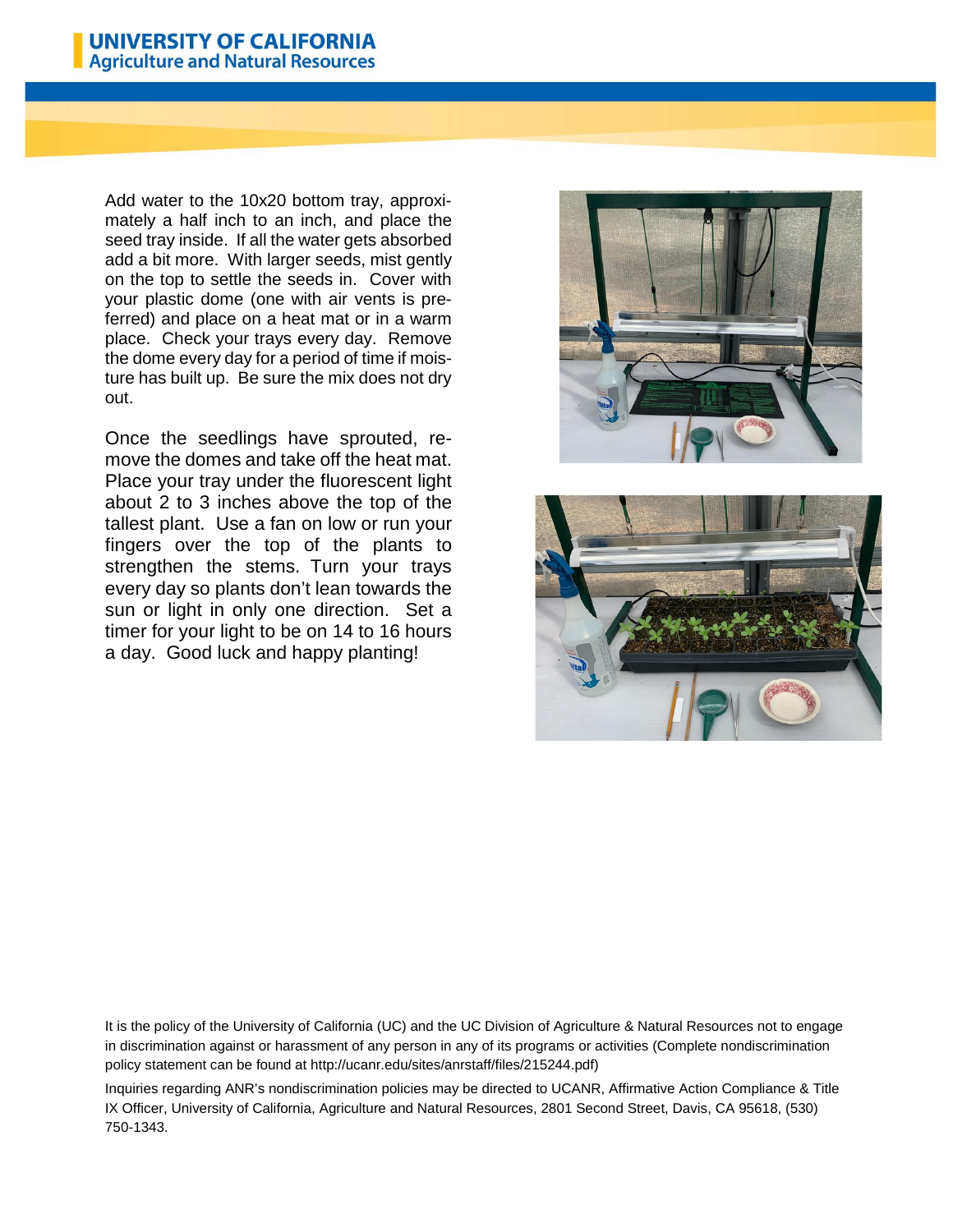Add water to the 10x20 bottom tray, approximately a half inch to an inch, and place the seed tray inside. If all the water gets absorbed add a bit more. With larger seeds, mist gently on the top to settle the seeds in. Cover with your plastic dome (one with air vents is preferred) and place on a heat mat or in a warm place. Check your trays every day. Remove the dome every day for a period of time if moisture has built up. Be sure the mix does not dry out.

Once the seedlings have sprouted, remove the domes and take off the heat mat. Place your tray under the fluorescent light about 2 to 3 inches above the top of the tallest plant. Use a fan on low or run your fingers over the top of the plants to strengthen the stems. Turn your trays every day so plants don't lean towards the sun or light in only one direction. Set a timer for your light to be on 14 to 16 hours a day. Good luck and happy planting!

It is the policy of the University of California (UC) and the UC Division of Agriculture & Natural Resources not to engage in discrimination against or harassment of any person in any of its programs or activities (Complete nondiscrimination policy statement can be found at http://ucanr.edu/sites/anrstaff/files/215244.pdf)

Inquiries regarding ANR's nondiscrimination policies may be directed to UCANR, Affirmative Action Compliance & Title IX Officer, University of California, Agriculture and Natural Resources, 2801 Second Street, Davis, CA 95618, (530) 750-1343.